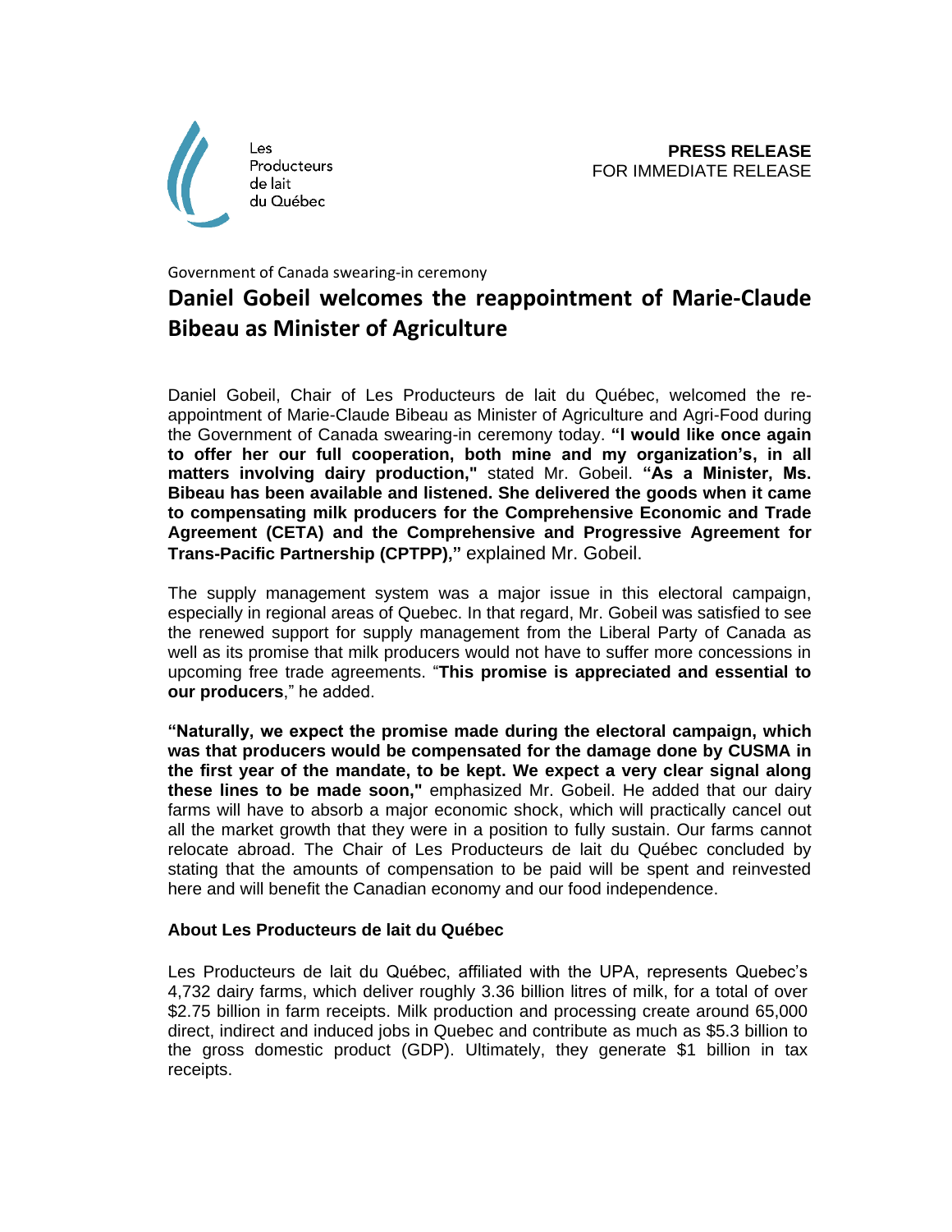Les Producteurs de lait du Québec

**PRESS RELEASE**
FOR IMMEDIATE RELEASE

Government of Canada swearing-in ceremony

# Daniel Gobeil welcomes the reappointment of Marie-Claude Bibeau as Minister of Agriculture

Daniel Gobeil, Chair of Les Producteurs de lait du Québec, welcomed the re-appointment of Marie-Claude Bibeau as Minister of Agriculture and Agri-Food during the Government of Canada swearing-in ceremony today. **"I would like once again to offer her our full cooperation, both mine and my organization's, in all matters involving dairy production,"** stated Mr. Gobeil. **"As a Minister, Ms. Bibeau has been available and listened. She delivered the goods when it came to compensating milk producers for the Comprehensive Economic and Trade Agreement (CETA) and the Comprehensive and Progressive Agreement for Trans-Pacific Partnership (CPTPP),"** explained Mr. Gobeil.

The supply management system was a major issue in this electoral campaign, especially in regional areas of Quebec. In that regard, Mr. Gobeil was satisfied to see the renewed support for supply management from the Liberal Party of Canada as well as its promise that milk producers would not have to suffer more concessions in upcoming free trade agreements. "**This promise is appreciated and essential to our producers**," he added.

**"Naturally, we expect the promise made during the electoral campaign, which was that producers would be compensated for the damage done by CUSMA in the first year of the mandate, to be kept. We expect a very clear signal along these lines to be made soon,"** emphasized Mr. Gobeil. He added that our dairy farms will have to absorb a major economic shock, which will practically cancel out all the market growth that they were in a position to fully sustain. Our farms cannot relocate abroad. The Chair of Les Producteurs de lait du Québec concluded by stating that the amounts of compensation to be paid will be spent and reinvested here and will benefit the Canadian economy and our food independence.

**About Les Producteurs de lait du Québec**

Les Producteurs de lait du Québec, affiliated with the UPA, represents Quebec's 4,732 dairy farms, which deliver roughly 3.36 billion litres of milk, for a total of over $2.75 billion in farm receipts. Milk production and processing create around 65,000 direct, indirect and induced jobs in Quebec and contribute as much as $5.3 billion to the gross domestic product (GDP). Ultimately, they generate $1 billion in tax receipts.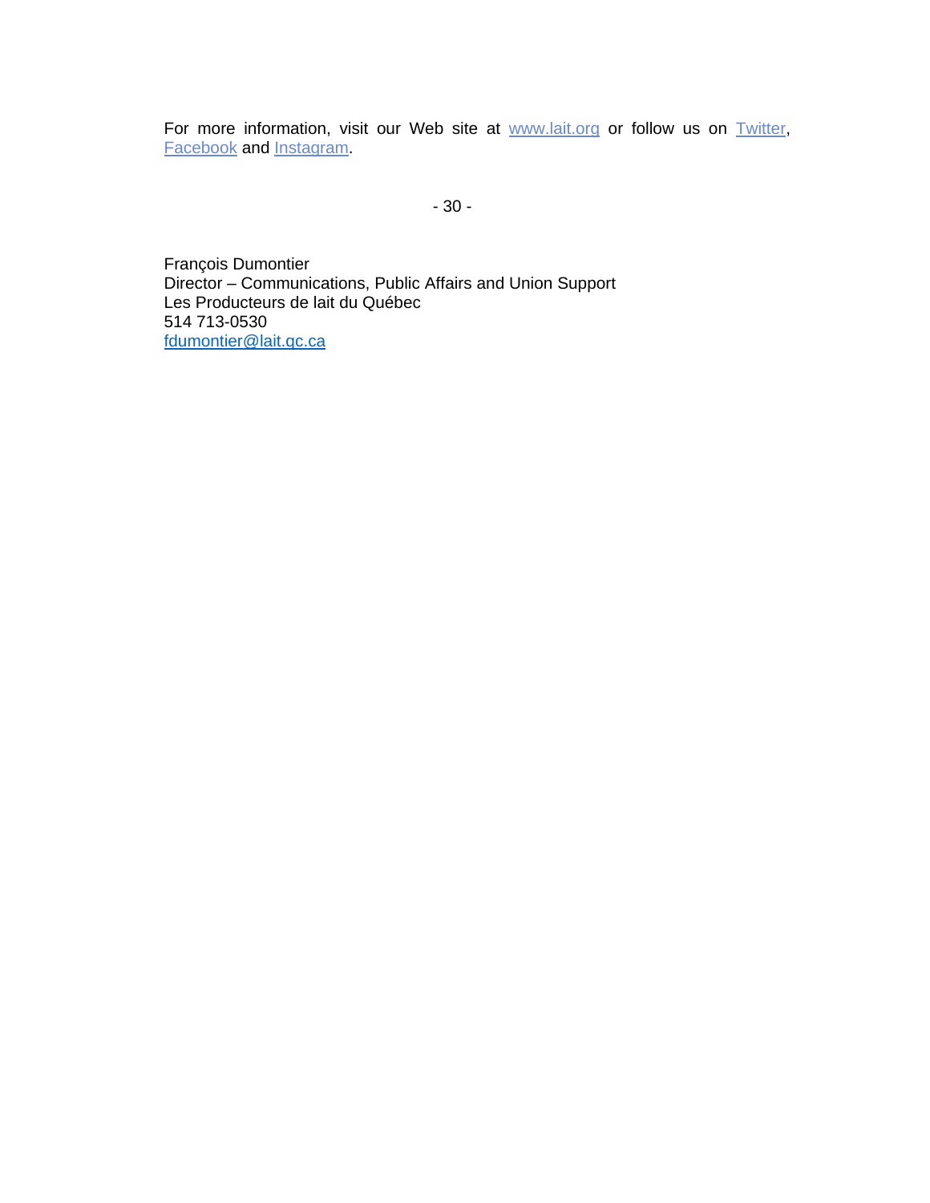For more information, visit our Web site at www.lait.org or follow us on Twitter, Facebook and Instagram.

- 30 -

François Dumontier
Director – Communications, Public Affairs and Union Support
Les Producteurs de lait du Québec
514 713-0530
fdumontier@lait.qc.ca